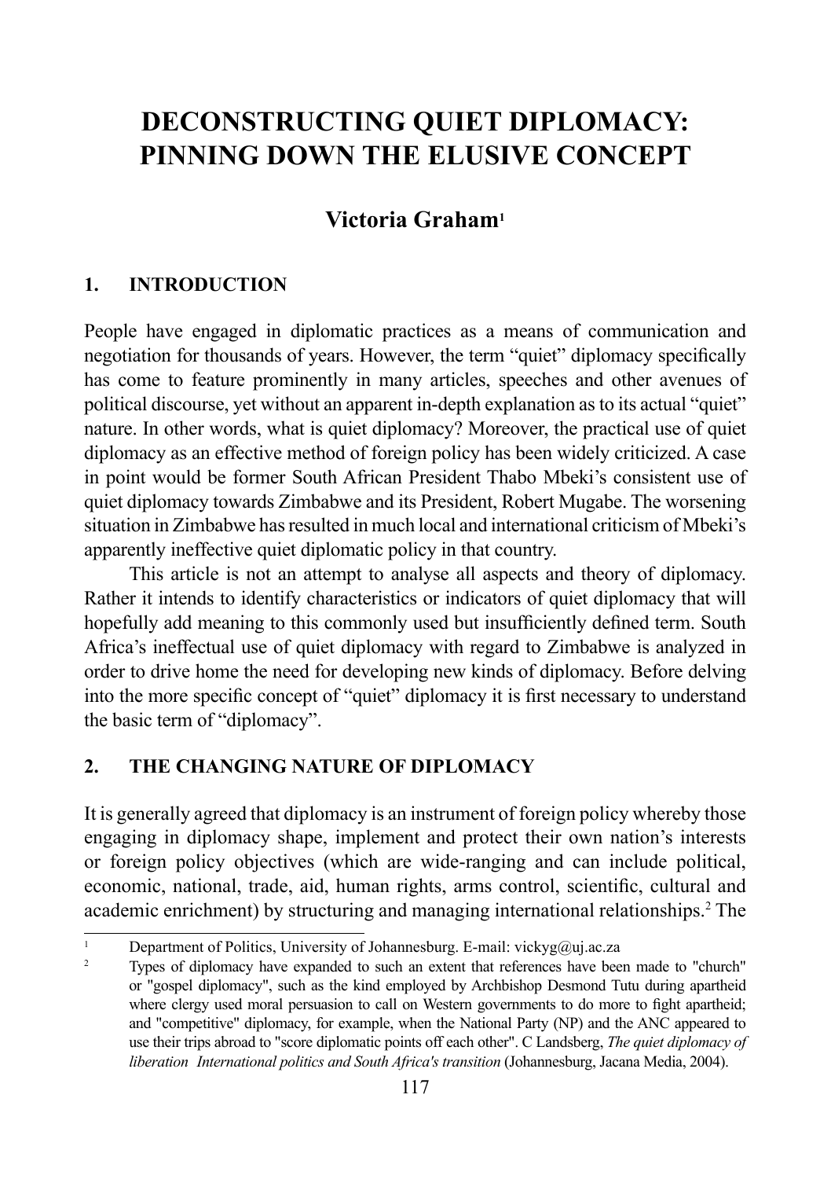# DECONSTRUCTING QUIET DIPLOMACY: PINNING DOWN THE ELUSIVE CONCEPT

## Victoria Graham[1]

### 1. INTRODUCTION

People have engaged in diplomatic practices as a means of communication and negotiation for thousands of years. However, the term "quiet" diplomacy specifically has come to feature prominently in many articles, speeches and other avenues of political discourse, yet without an apparent in-depth explanation as to its actual "quiet" nature. In other words, what is quiet diplomacy? Moreover, the practical use of quiet diplomacy as an effective method of foreign policy has been widely criticized. A case in point would be former South African President Thabo Mbeki's consistent use of quiet diplomacy towards Zimbabwe and its President, Robert Mugabe. The worsening situation in Zimbabwe has resulted in much local and international criticism of Mbeki's apparently ineffective quiet diplomatic policy in that country.

This article is not an attempt to analyse all aspects and theory of diplomacy. Rather it intends to identify characteristics or indicators of quiet diplomacy that will hopefully add meaning to this commonly used but insufficiently defined term. South Africa's ineffectual use of quiet diplomacy with regard to Zimbabwe is analyzed in order to drive home the need for developing new kinds of diplomacy. Before delving into the more specific concept of "quiet" diplomacy it is first necessary to understand the basic term of "diplomacy".

### 2. THE CHANGING NATURE OF DIPLOMACY

It is generally agreed that diplomacy is an instrument of foreign policy whereby those engaging in diplomacy shape, implement and protect their own nation's interests or foreign policy objectives (which are wide-ranging and can include political, economic, national, trade, aid, human rights, arms control, scientific, cultural and academic enrichment) by structuring and managing international relationships.[2] The

---

[1] Department of Politics, University of Johannesburg. E-mail: vickyg@uj.ac.za

[2] Types of diplomacy have expanded to such an extent that references have been made to "church" or "gospel diplomacy", such as the kind employed by Archbishop Desmond Tutu during apartheid where clergy used moral persuasion to call on Western governments to do more to fight apartheid; and "competitive" diplomacy, for example, when the National Party (NP) and the ANC appeared to use their trips abroad to "score diplomatic points off each other". C Landsberg, *The quiet diplomacy of liberation International politics and South Africa's transition* (Johannesburg, Jacana Media, 2004).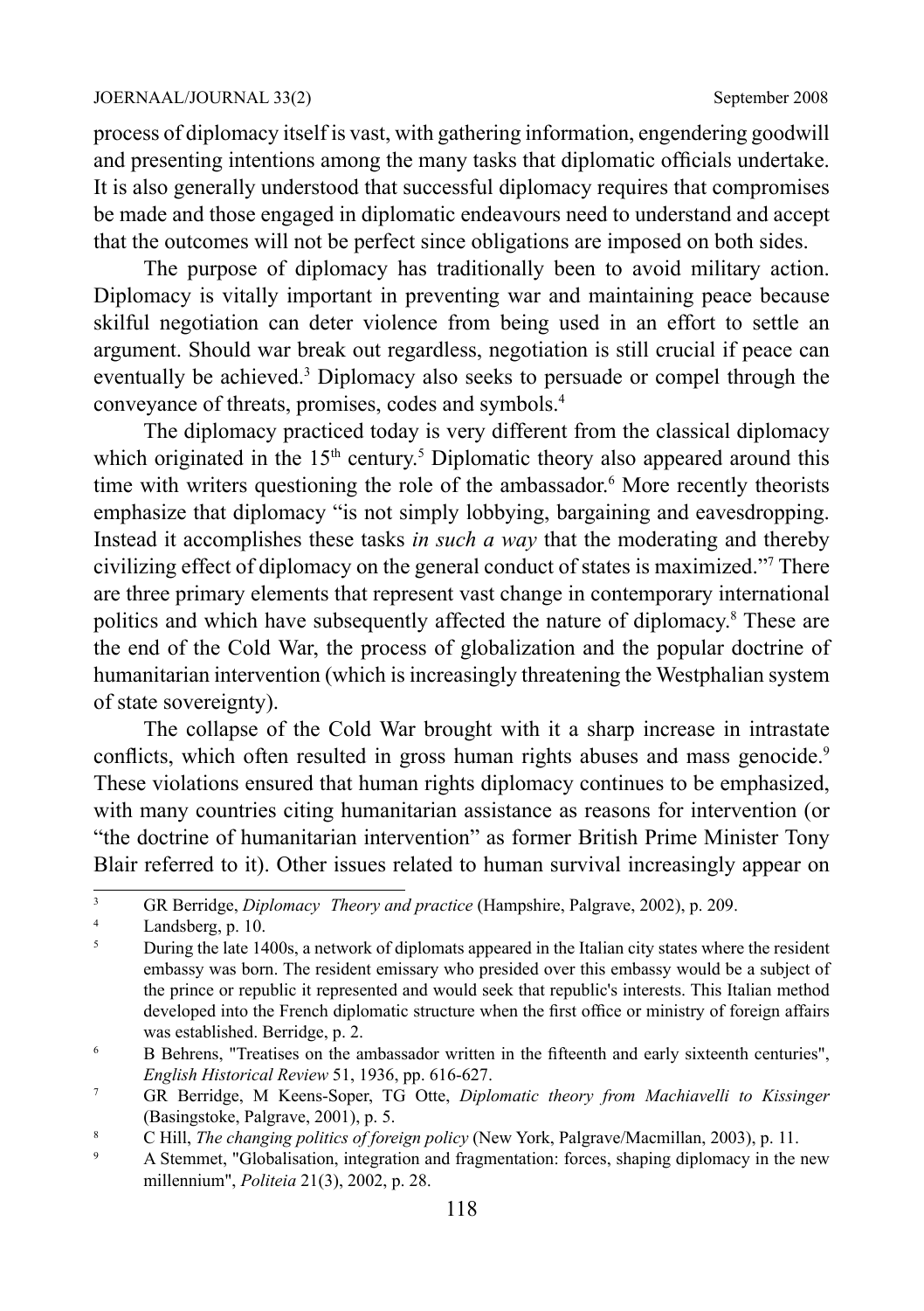process of diplomacy itself is vast, with gathering information, engendering goodwill and presenting intentions among the many tasks that diplomatic officials undertake. It is also generally understood that successful diplomacy requires that compromises be made and those engaged in diplomatic endeavours need to understand and accept that the outcomes will not be perfect since obligations are imposed on both sides.

The purpose of diplomacy has traditionally been to avoid military action. Diplomacy is vitally important in preventing war and maintaining peace because skilful negotiation can deter violence from being used in an effort to settle an argument. Should war break out regardless, negotiation is still crucial if peace can eventually be achieved.[3] Diplomacy also seeks to persuade or compel through the conveyance of threats, promises, codes and symbols.[4]

The diplomacy practiced today is very different from the classical diplomacy which originated in the 15th century.[5] Diplomatic theory also appeared around this time with writers questioning the role of the ambassador.[6] More recently theorists emphasize that diplomacy "is not simply lobbying, bargaining and eavesdropping. Instead it accomplishes these tasks *in such a way* that the moderating and thereby civilizing effect of diplomacy on the general conduct of states is maximized."[7] There are three primary elements that represent vast change in contemporary international politics and which have subsequently affected the nature of diplomacy.[8] These are the end of the Cold War, the process of globalization and the popular doctrine of humanitarian intervention (which is increasingly threatening the Westphalian system of state sovereignty).

The collapse of the Cold War brought with it a sharp increase in intrastate conflicts, which often resulted in gross human rights abuses and mass genocide.[9] These violations ensured that human rights diplomacy continues to be emphasized, with many countries citing humanitarian assistance as reasons for intervention (or "the doctrine of humanitarian intervention" as former British Prime Minister Tony Blair referred to it). Other issues related to human survival increasingly appear on

---

[3] GR Berridge, *Diplomacy Theory and practice* (Hampshire, Palgrave, 2002), p. 209.

[4] Landsberg, p. 10.

[5] During the late 1400s, a network of diplomats appeared in the Italian city states where the resident embassy was born. The resident emissary who presided over this embassy would be a subject of the prince or republic it represented and would seek that republic's interests. This Italian method developed into the French diplomatic structure when the first office or ministry of foreign affairs was established. Berridge, p. 2.

[6] B Behrens, "Treatises on the ambassador written in the fifteenth and early sixteenth centuries", *English Historical Review* 51, 1936, pp. 616-627.

[7] GR Berridge, M Keens-Soper, TG Otte, *Diplomatic theory from Machiavelli to Kissinger* (Basingstoke, Palgrave, 2001), p. 5.

[8] C Hill, *The changing politics of foreign policy* (New York, Palgrave/Macmillan, 2003), p. 11.

[9] A Stemmet, "Globalisation, integration and fragmentation: forces, shaping diplomacy in the new millennium", *Politeia* 21(3), 2002, p. 28.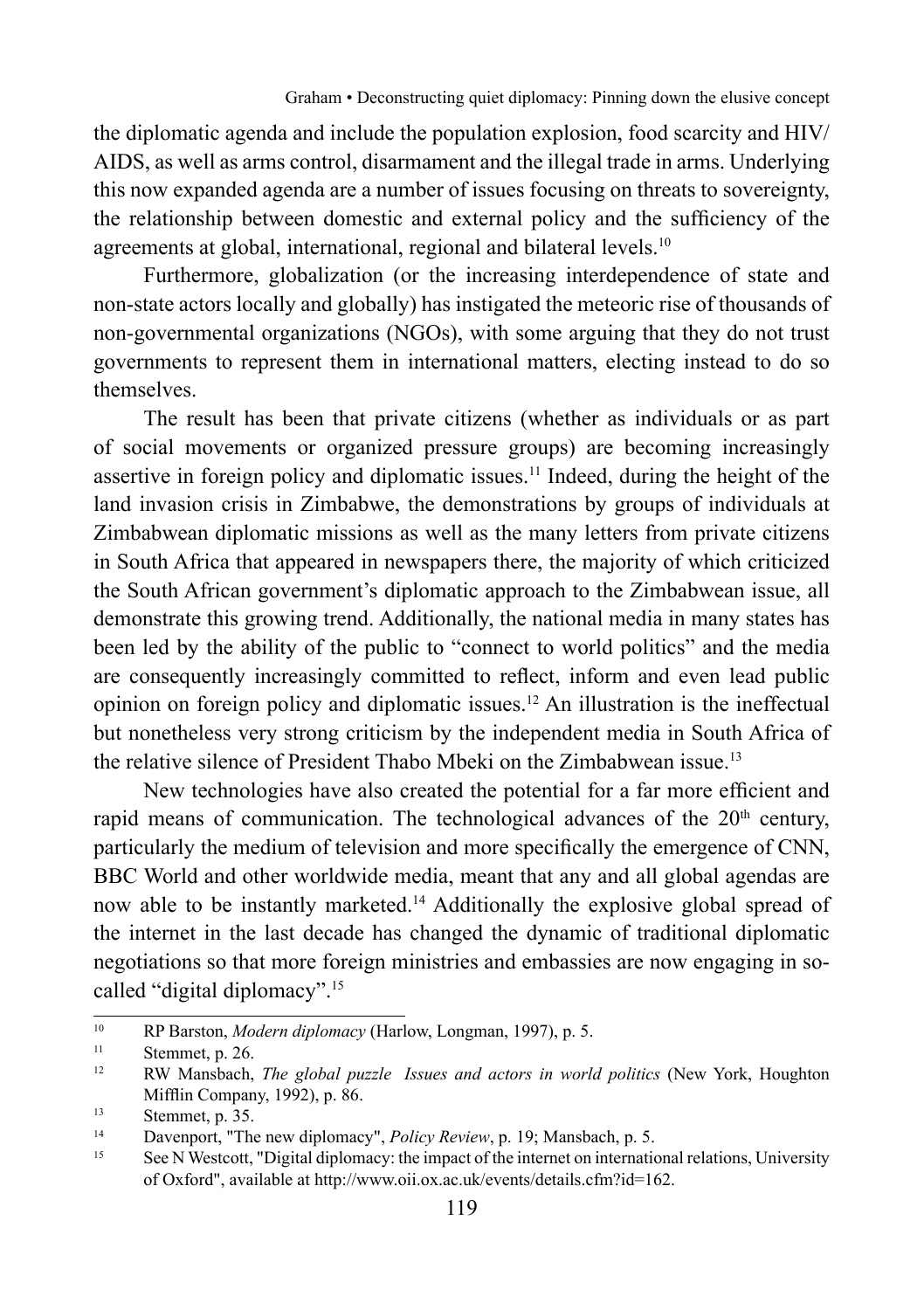the diplomatic agenda and include the population explosion, food scarcity and HIV/AIDS, as well as arms control, disarmament and the illegal trade in arms. Underlying this now expanded agenda are a number of issues focusing on threats to sovereignty, the relationship between domestic and external policy and the sufficiency of the agreements at global, international, regional and bilateral levels.[10]

Furthermore, globalization (or the increasing interdependence of state and non-state actors locally and globally) has instigated the meteoric rise of thousands of non-governmental organizations (NGOs), with some arguing that they do not trust governments to represent them in international matters, electing instead to do so themselves.

The result has been that private citizens (whether as individuals or as part of social movements or organized pressure groups) are becoming increasingly assertive in foreign policy and diplomatic issues.[11] Indeed, during the height of the land invasion crisis in Zimbabwe, the demonstrations by groups of individuals at Zimbabwean diplomatic missions as well as the many letters from private citizens in South Africa that appeared in newspapers there, the majority of which criticized the South African government's diplomatic approach to the Zimbabwean issue, all demonstrate this growing trend. Additionally, the national media in many states has been led by the ability of the public to "connect to world politics" and the media are consequently increasingly committed to reflect, inform and even lead public opinion on foreign policy and diplomatic issues.[12] An illustration is the ineffectual but nonetheless very strong criticism by the independent media in South Africa of the relative silence of President Thabo Mbeki on the Zimbabwean issue.[13]

New technologies have also created the potential for a far more efficient and rapid means of communication. The technological advances of the 20th century, particularly the medium of television and more specifically the emergence of CNN, BBC World and other worldwide media, meant that any and all global agendas are now able to be instantly marketed.[14] Additionally the explosive global spread of the internet in the last decade has changed the dynamic of traditional diplomatic negotiations so that more foreign ministries and embassies are now engaging in so-called "digital diplomacy".[15]

---

[10] RP Barston, *Modern diplomacy* (Harlow, Longman, 1997), p. 5.

[11] Stemmet, p. 26.

[12] RW Mansbach, *The global puzzle Issues and actors in world politics* (New York, Houghton Mifflin Company, 1992), p. 86.

[13] Stemmet, p. 35.

[14] Davenport, "The new diplomacy", *Policy Review*, p. 19; Mansbach, p. 5.

[15] See N Westcott, "Digital diplomacy: the impact of the internet on international relations, University of Oxford", available at http://www.oii.ox.ac.uk/events/details.cfm?id=162.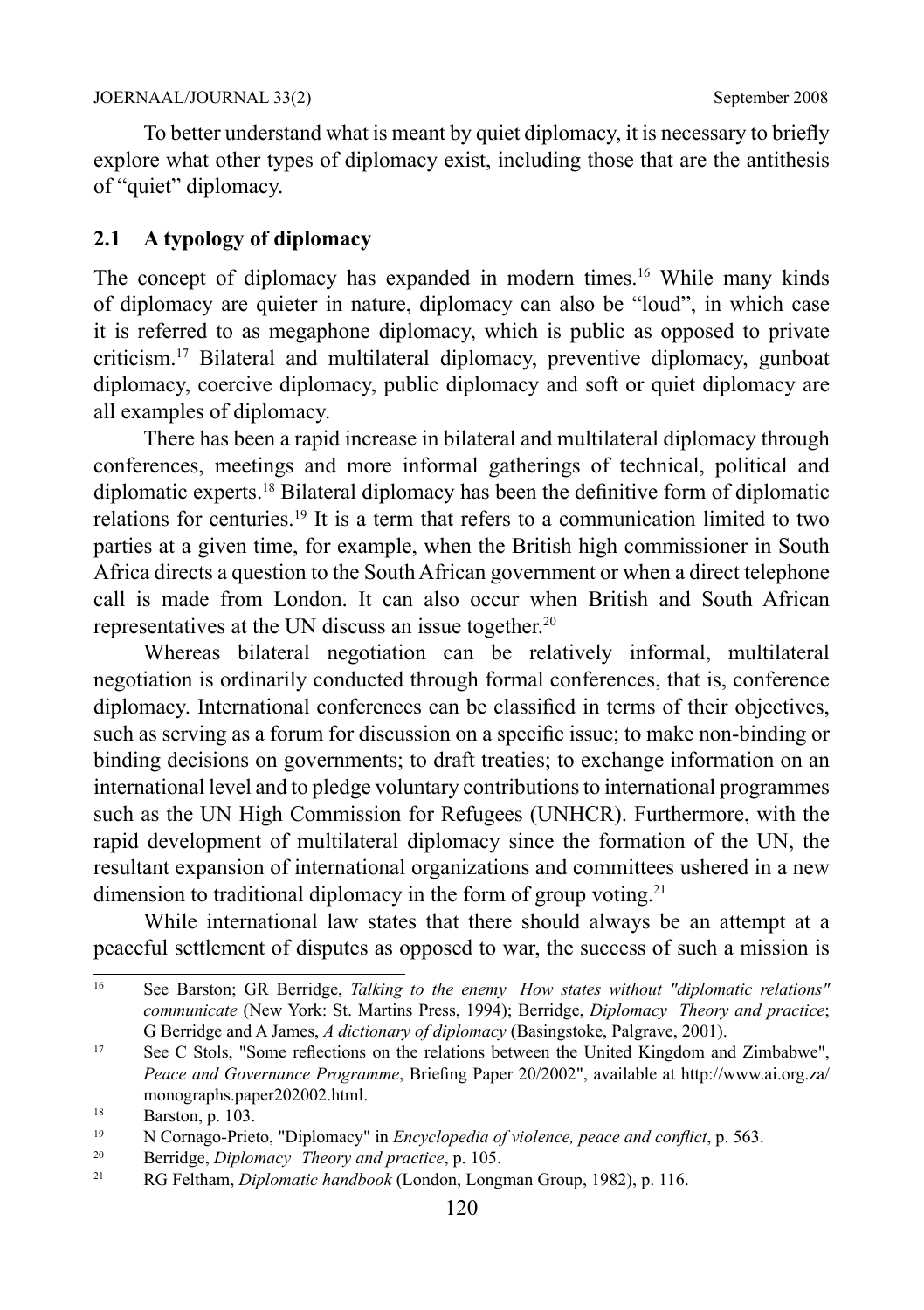To better understand what is meant by quiet diplomacy, it is necessary to briefly explore what other types of diplomacy exist, including those that are the antithesis of "quiet" diplomacy.

## 2.1 A typology of diplomacy

The concept of diplomacy has expanded in modern times.[16] While many kinds of diplomacy are quieter in nature, diplomacy can also be "loud", in which case it is referred to as megaphone diplomacy, which is public as opposed to private criticism.[17] Bilateral and multilateral diplomacy, preventive diplomacy, gunboat diplomacy, coercive diplomacy, public diplomacy and soft or quiet diplomacy are all examples of diplomacy.

There has been a rapid increase in bilateral and multilateral diplomacy through conferences, meetings and more informal gatherings of technical, political and diplomatic experts.[18] Bilateral diplomacy has been the definitive form of diplomatic relations for centuries.[19] It is a term that refers to a communication limited to two parties at a given time, for example, when the British high commissioner in South Africa directs a question to the South African government or when a direct telephone call is made from London. It can also occur when British and South African representatives at the UN discuss an issue together.[20]

Whereas bilateral negotiation can be relatively informal, multilateral negotiation is ordinarily conducted through formal conferences, that is, conference diplomacy. International conferences can be classified in terms of their objectives, such as serving as a forum for discussion on a specific issue; to make non-binding or binding decisions on governments; to draft treaties; to exchange information on an international level and to pledge voluntary contributions to international programmes such as the UN High Commission for Refugees (UNHCR). Furthermore, with the rapid development of multilateral diplomacy since the formation of the UN, the resultant expansion of international organizations and committees ushered in a new dimension to traditional diplomacy in the form of group voting.[21]

While international law states that there should always be an attempt at a peaceful settlement of disputes as opposed to war, the success of such a mission is

---

[16] See Barston; GR Berridge, *Talking to the enemy How states without "diplomatic relations" communicate* (New York: St. Martins Press, 1994); Berridge, *Diplomacy Theory and practice*; G Berridge and A James, *A dictionary of diplomacy* (Basingstoke, Palgrave, 2001).

[17] See C Stols, "Some reflections on the relations between the United Kingdom and Zimbabwe", *Peace and Governance Programme*, Briefing Paper 20/2002", available at http://www.ai.org.za/monographs.paper202002.html.

[18] Barston, p. 103.

[19] N Cornago-Prieto, "Diplomacy" in *Encyclopedia of violence, peace and conflict*, p. 563.

[20] Berridge, *Diplomacy Theory and practice*, p. 105.

[21] RG Feltham, *Diplomatic handbook* (London, Longman Group, 1982), p. 116.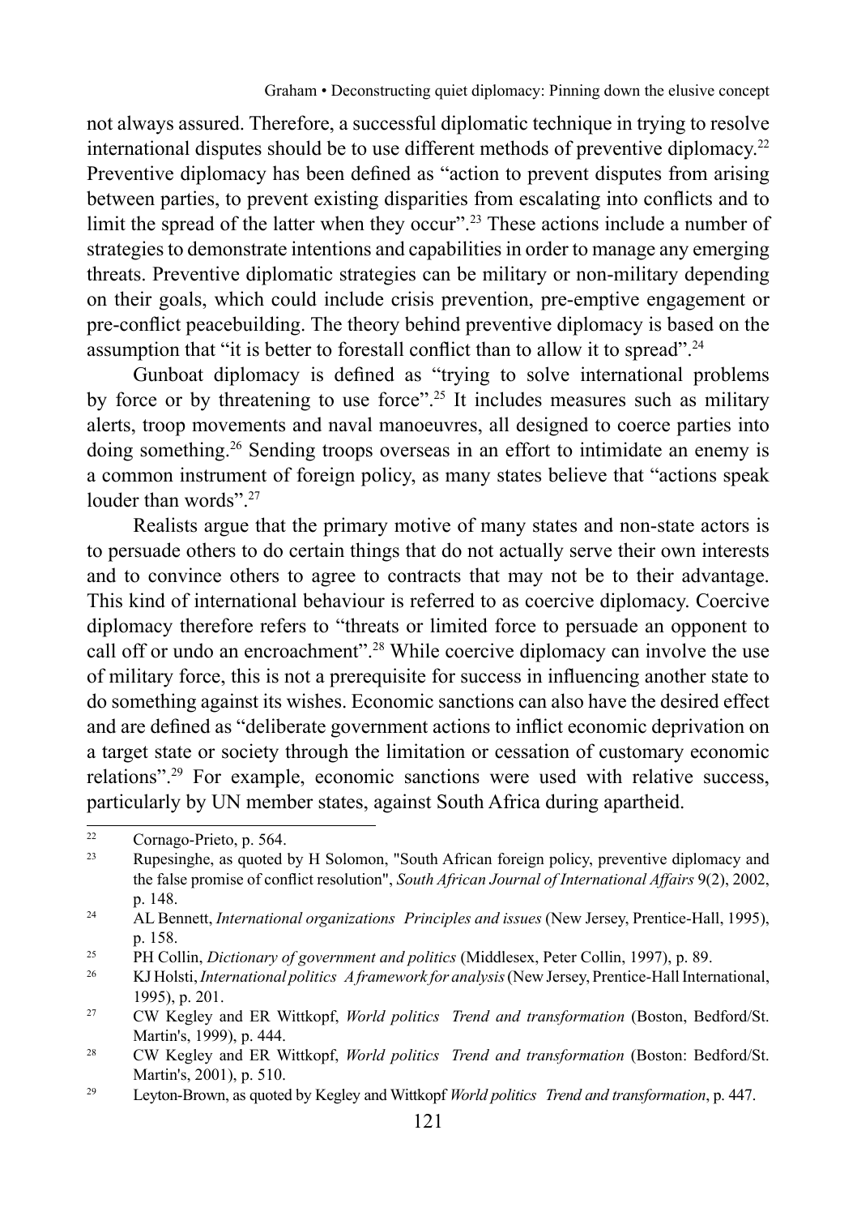not always assured. Therefore, a successful diplomatic technique in trying to resolve international disputes should be to use different methods of preventive diplomacy.[22] Preventive diplomacy has been defined as "action to prevent disputes from arising between parties, to prevent existing disparities from escalating into conflicts and to limit the spread of the latter when they occur".[23] These actions include a number of strategies to demonstrate intentions and capabilities in order to manage any emerging threats. Preventive diplomatic strategies can be military or non-military depending on their goals, which could include crisis prevention, pre-emptive engagement or pre-conflict peacebuilding. The theory behind preventive diplomacy is based on the assumption that "it is better to forestall conflict than to allow it to spread".[24]

Gunboat diplomacy is defined as "trying to solve international problems by force or by threatening to use force".[25] It includes measures such as military alerts, troop movements and naval manoeuvres, all designed to coerce parties into doing something.[26] Sending troops overseas in an effort to intimidate an enemy is a common instrument of foreign policy, as many states believe that "actions speak louder than words".[27]

Realists argue that the primary motive of many states and non-state actors is to persuade others to do certain things that do not actually serve their own interests and to convince others to agree to contracts that may not be to their advantage. This kind of international behaviour is referred to as coercive diplomacy. Coercive diplomacy therefore refers to "threats or limited force to persuade an opponent to call off or undo an encroachment".[28] While coercive diplomacy can involve the use of military force, this is not a prerequisite for success in influencing another state to do something against its wishes. Economic sanctions can also have the desired effect and are defined as "deliberate government actions to inflict economic deprivation on a target state or society through the limitation or cessation of customary economic relations".[29] For example, economic sanctions were used with relative success, particularly by UN member states, against South Africa during apartheid.

---

[22] Cornago-Prieto, p. 564.

[23] Rupesinghe, as quoted by H Solomon, "South African foreign policy, preventive diplomacy and the false promise of conflict resolution", *South African Journal of International Affairs* 9(2), 2002, p. 148.

[24] AL Bennett, *International organizations Principles and issues* (New Jersey, Prentice-Hall, 1995), p. 158.

[25] PH Collin, *Dictionary of government and politics* (Middlesex, Peter Collin, 1997), p. 89.

[26] KJ Holsti, *International politics A framework for analysis* (New Jersey, Prentice-Hall International, 1995), p. 201.

[27] CW Kegley and ER Wittkopf, *World politics Trend and transformation* (Boston, Bedford/St. Martin's, 1999), p. 444.

[28] CW Kegley and ER Wittkopf, *World politics Trend and transformation* (Boston: Bedford/St. Martin's, 2001), p. 510.

[29] Leyton-Brown, as quoted by Kegley and Wittkopf *World politics Trend and transformation*, p. 447.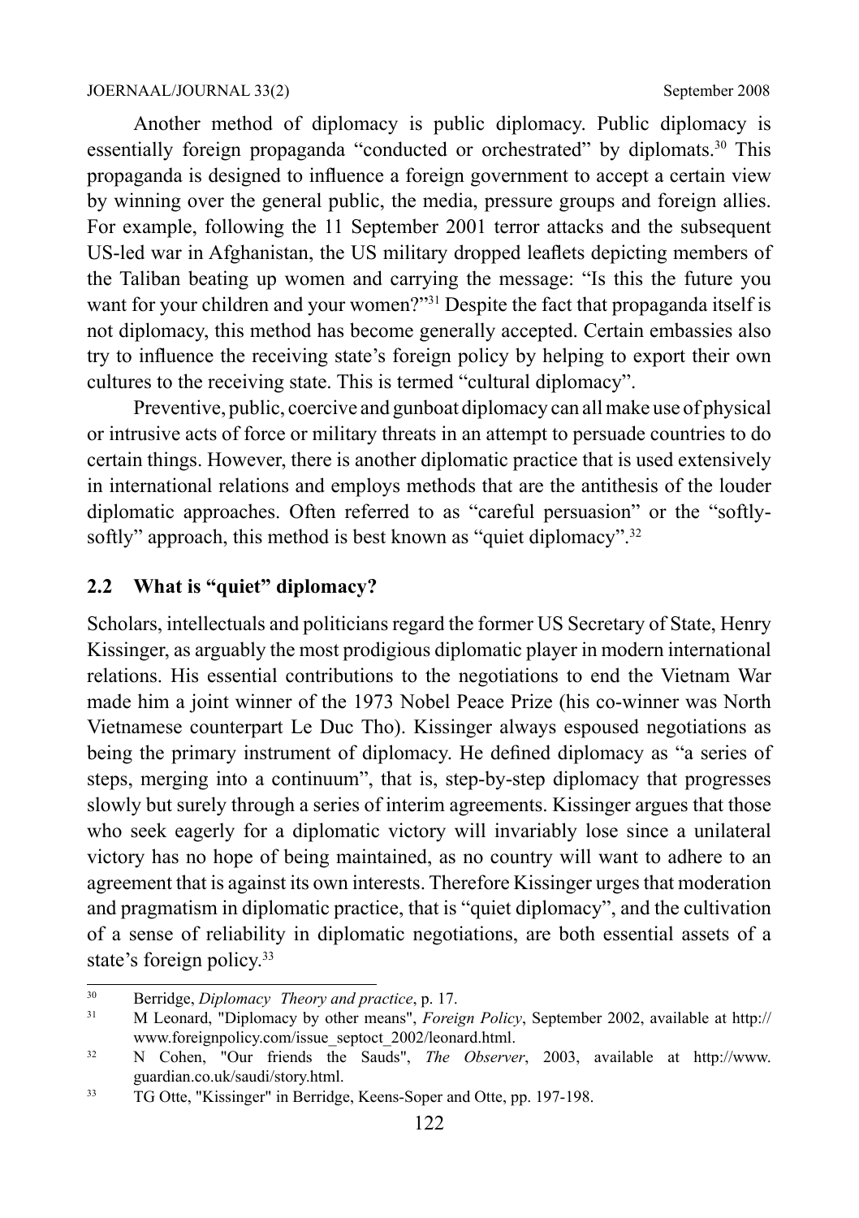Another method of diplomacy is public diplomacy. Public diplomacy is essentially foreign propaganda "conducted or orchestrated" by diplomats.[30] This propaganda is designed to influence a foreign government to accept a certain view by winning over the general public, the media, pressure groups and foreign allies. For example, following the 11 September 2001 terror attacks and the subsequent US-led war in Afghanistan, the US military dropped leaflets depicting members of the Taliban beating up women and carrying the message: "Is this the future you want for your children and your women?"[31] Despite the fact that propaganda itself is not diplomacy, this method has become generally accepted. Certain embassies also try to influence the receiving state's foreign policy by helping to export their own cultures to the receiving state. This is termed "cultural diplomacy".

Preventive, public, coercive and gunboat diplomacy can all make use of physical or intrusive acts of force or military threats in an attempt to persuade countries to do certain things. However, there is another diplomatic practice that is used extensively in international relations and employs methods that are the antithesis of the louder diplomatic approaches. Often referred to as "careful persuasion" or the "softly-softly" approach, this method is best known as "quiet diplomacy".[32]

## 2.2 What is "quiet" diplomacy?

Scholars, intellectuals and politicians regard the former US Secretary of State, Henry Kissinger, as arguably the most prodigious diplomatic player in modern international relations. His essential contributions to the negotiations to end the Vietnam War made him a joint winner of the 1973 Nobel Peace Prize (his co-winner was North Vietnamese counterpart Le Duc Tho). Kissinger always espoused negotiations as being the primary instrument of diplomacy. He defined diplomacy as "a series of steps, merging into a continuum", that is, step-by-step diplomacy that progresses slowly but surely through a series of interim agreements. Kissinger argues that those who seek eagerly for a diplomatic victory will invariably lose since a unilateral victory has no hope of being maintained, as no country will want to adhere to an agreement that is against its own interests. Therefore Kissinger urges that moderation and pragmatism in diplomatic practice, that is "quiet diplomacy", and the cultivation of a sense of reliability in diplomatic negotiations, are both essential assets of a state's foreign policy.[33]

---

[30] Berridge, *Diplomacy Theory and practice*, p. 17.

[31] M Leonard, "Diplomacy by other means", *Foreign Policy*, September 2002, available at http://www.foreignpolicy.com/issue_septoct_2002/leonard.html.

[32] N Cohen, "Our friends the Sauds", *The Observer*, 2003, available at http://www.guardian.co.uk/saudi/story.html.

[33] TG Otte, "Kissinger" in Berridge, Keens-Soper and Otte, pp. 197-198.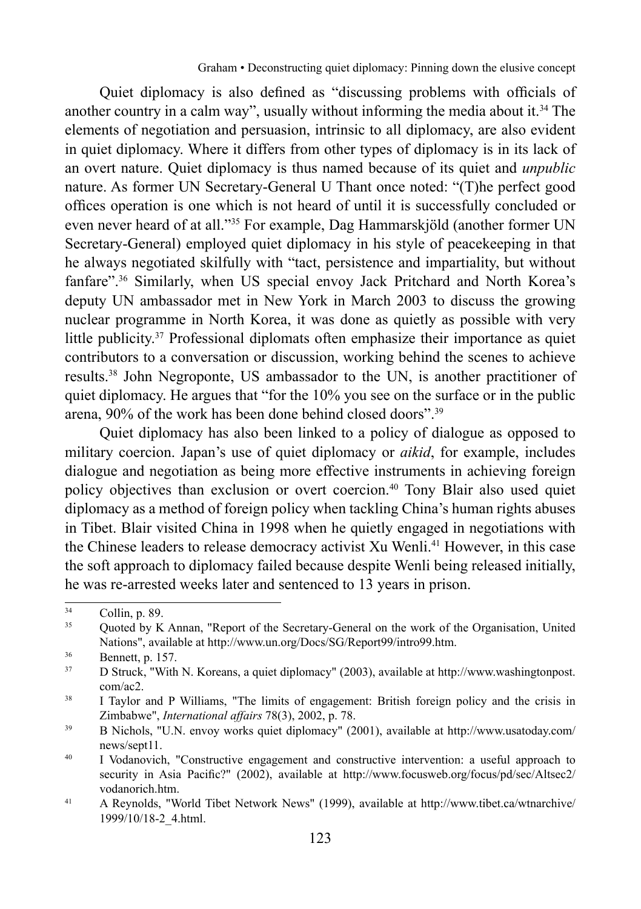Quiet diplomacy is also defined as "discussing problems with officials of another country in a calm way", usually without informing the media about it.[34] The elements of negotiation and persuasion, intrinsic to all diplomacy, are also evident in quiet diplomacy. Where it differs from other types of diplomacy is in its lack of an overt nature. Quiet diplomacy is thus named because of its quiet and *unpublic* nature. As former UN Secretary-General U Thant once noted: "(T)he perfect good offices operation is one which is not heard of until it is successfully concluded or even never heard of at all."[35] For example, Dag Hammarskjöld (another former UN Secretary-General) employed quiet diplomacy in his style of peacekeeping in that he always negotiated skilfully with "tact, persistence and impartiality, but without fanfare".[36] Similarly, when US special envoy Jack Pritchard and North Korea's deputy UN ambassador met in New York in March 2003 to discuss the growing nuclear programme in North Korea, it was done as quietly as possible with very little publicity.[37] Professional diplomats often emphasize their importance as quiet contributors to a conversation or discussion, working behind the scenes to achieve results.[38] John Negroponte, US ambassador to the UN, is another practitioner of quiet diplomacy. He argues that "for the 10% you see on the surface or in the public arena, 90% of the work has been done behind closed doors".[39]

Quiet diplomacy has also been linked to a policy of dialogue as opposed to military coercion. Japan's use of quiet diplomacy or *aikid*, for example, includes dialogue and negotiation as being more effective instruments in achieving foreign policy objectives than exclusion or overt coercion.[40] Tony Blair also used quiet diplomacy as a method of foreign policy when tackling China's human rights abuses in Tibet. Blair visited China in 1998 when he quietly engaged in negotiations with the Chinese leaders to release democracy activist Xu Wenli.[41] However, in this case the soft approach to diplomacy failed because despite Wenli being released initially, he was re-arrested weeks later and sentenced to 13 years in prison.

---

[34] Collin, p. 89.

[35] Quoted by K Annan, "Report of the Secretary-General on the work of the Organisation, United Nations", available at http://www.un.org/Docs/SG/Report99/intro99.htm.

[36] Bennett, p. 157.

[37] D Struck, "With N. Koreans, a quiet diplomacy" (2003), available at http://www.washingtonpost.com/ac2.

[38] I Taylor and P Williams, "The limits of engagement: British foreign policy and the crisis in Zimbabwe", *International affairs* 78(3), 2002, p. 78.

[39] B Nichols, "U.N. envoy works quiet diplomacy" (2001), available at http://www.usatoday.com/news/sept11.

[40] I Vodanovich, "Constructive engagement and constructive intervention: a useful approach to security in Asia Pacific?" (2002), available at http://www.focusweb.org/focus/pd/sec/Altsec2/vodanorich.htm.

[41] A Reynolds, "World Tibet Network News" (1999), available at http://www.tibet.ca/wtnarchive/1999/10/18-2_4.html.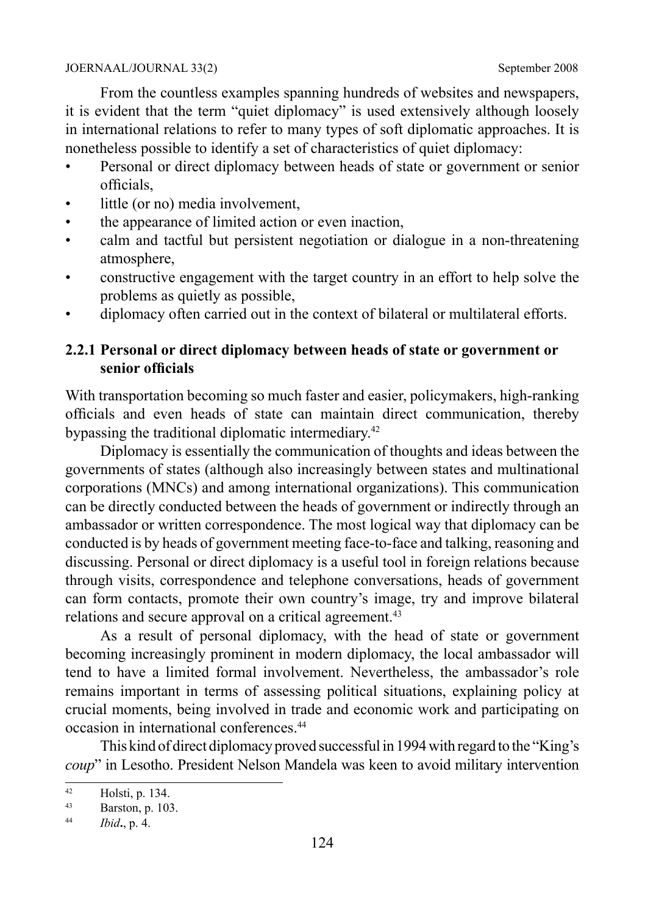From the countless examples spanning hundreds of websites and newspapers, it is evident that the term "quiet diplomacy" is used extensively although loosely in international relations to refer to many types of soft diplomatic approaches. It is nonetheless possible to identify a set of characteristics of quiet diplomacy:

- Personal or direct diplomacy between heads of state or government or senior officials,
- little (or no) media involvement,
- the appearance of limited action or even inaction,
- calm and tactful but persistent negotiation or dialogue in a non-threatening atmosphere,
- constructive engagement with the target country in an effort to help solve the problems as quietly as possible,
- diplomacy often carried out in the context of bilateral or multilateral efforts.

### 2.2.1 Personal or direct diplomacy between heads of state or government or senior officials

With transportation becoming so much faster and easier, policymakers, high-ranking officials and even heads of state can maintain direct communication, thereby bypassing the traditional diplomatic intermediary.[42]

Diplomacy is essentially the communication of thoughts and ideas between the governments of states (although also increasingly between states and multinational corporations (MNCs) and among international organizations). This communication can be directly conducted between the heads of government or indirectly through an ambassador or written correspondence. The most logical way that diplomacy can be conducted is by heads of government meeting face-to-face and talking, reasoning and discussing. Personal or direct diplomacy is a useful tool in foreign relations because through visits, correspondence and telephone conversations, heads of government can form contacts, promote their own country's image, try and improve bilateral relations and secure approval on a critical agreement.[43]

As a result of personal diplomacy, with the head of state or government becoming increasingly prominent in modern diplomacy, the local ambassador will tend to have a limited formal involvement. Nevertheless, the ambassador's role remains important in terms of assessing political situations, explaining policy at crucial moments, being involved in trade and economic work and participating on occasion in international conferences.[44]

This kind of direct diplomacy proved successful in 1994 with regard to the "King's *coup*" in Lesotho. President Nelson Mandela was keen to avoid military intervention

---

[42] Holsti, p. 134.

[43] Barston, p. 103.

[44] *Ibid*., p. 4.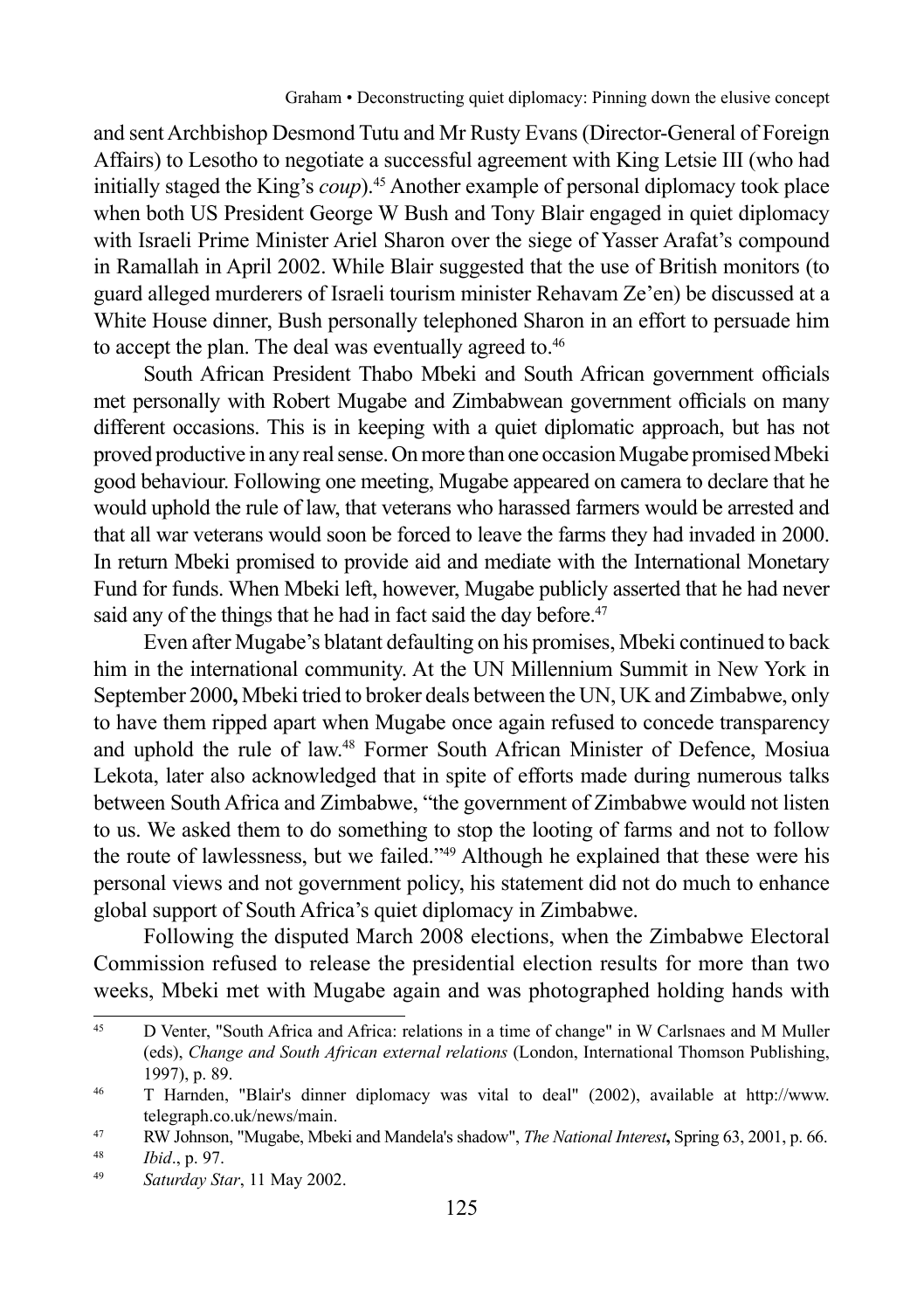and sent Archbishop Desmond Tutu and Mr Rusty Evans (Director-General of Foreign Affairs) to Lesotho to negotiate a successful agreement with King Letsie III (who had initially staged the King's *coup*).[45] Another example of personal diplomacy took place when both US President George W Bush and Tony Blair engaged in quiet diplomacy with Israeli Prime Minister Ariel Sharon over the siege of Yasser Arafat's compound in Ramallah in April 2002. While Blair suggested that the use of British monitors (to guard alleged murderers of Israeli tourism minister Rehavam Ze'en) be discussed at a White House dinner, Bush personally telephoned Sharon in an effort to persuade him to accept the plan. The deal was eventually agreed to.[46]

South African President Thabo Mbeki and South African government officials met personally with Robert Mugabe and Zimbabwean government officials on many different occasions. This is in keeping with a quiet diplomatic approach, but has not proved productive in any real sense. On more than one occasion Mugabe promised Mbeki good behaviour. Following one meeting, Mugabe appeared on camera to declare that he would uphold the rule of law, that veterans who harassed farmers would be arrested and that all war veterans would soon be forced to leave the farms they had invaded in 2000. In return Mbeki promised to provide aid and mediate with the International Monetary Fund for funds. When Mbeki left, however, Mugabe publicly asserted that he had never said any of the things that he had in fact said the day before.[47]

Even after Mugabe's blatant defaulting on his promises, Mbeki continued to back him in the international community. At the UN Millennium Summit in New York in September 2000**,** Mbeki tried to broker deals between the UN, UK and Zimbabwe, only to have them ripped apart when Mugabe once again refused to concede transparency and uphold the rule of law.[48] Former South African Minister of Defence, Mosiua Lekota, later also acknowledged that in spite of efforts made during numerous talks between South Africa and Zimbabwe, "the government of Zimbabwe would not listen to us. We asked them to do something to stop the looting of farms and not to follow the route of lawlessness, but we failed."[49] Although he explained that these were his personal views and not government policy, his statement did not do much to enhance global support of South Africa's quiet diplomacy in Zimbabwe.

Following the disputed March 2008 elections, when the Zimbabwe Electoral Commission refused to release the presidential election results for more than two weeks, Mbeki met with Mugabe again and was photographed holding hands with

---

45 D Venter, "South Africa and Africa: relations in a time of change" in W Carlsnaes and M Muller (eds), *Change and South African external relations* (London, International Thomson Publishing, 1997), p. 89.

46 T Harnden, "Blair's dinner diplomacy was vital to deal" (2002), available at http://www.telegraph.co.uk/news/main.

47 RW Johnson, "Mugabe, Mbeki and Mandela's shadow", *The National Interest***,** Spring 63, 2001, p. 66.

48 *Ibid*., p. 97.

49 *Saturday Star*, 11 May 2002.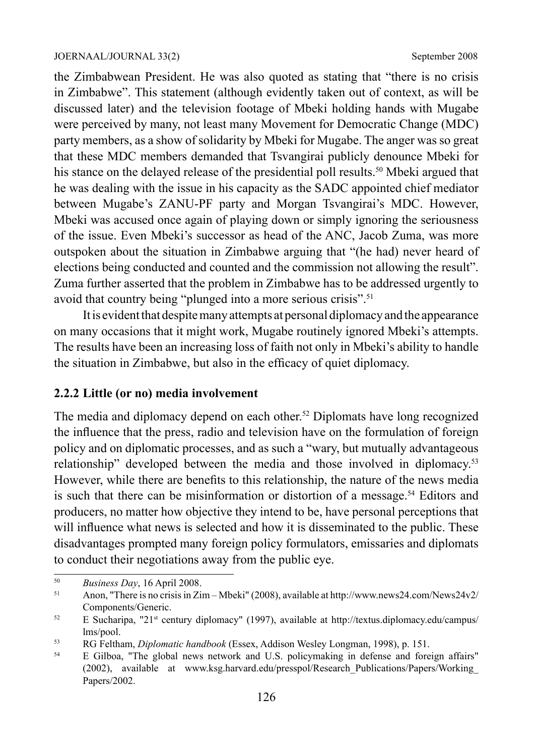the Zimbabwean President. He was also quoted as stating that "there is no crisis in Zimbabwe". This statement (although evidently taken out of context, as will be discussed later) and the television footage of Mbeki holding hands with Mugabe were perceived by many, not least many Movement for Democratic Change (MDC) party members, as a show of solidarity by Mbeki for Mugabe. The anger was so great that these MDC members demanded that Tsvangirai publicly denounce Mbeki for his stance on the delayed release of the presidential poll results.[50] Mbeki argued that he was dealing with the issue in his capacity as the SADC appointed chief mediator between Mugabe's ZANU-PF party and Morgan Tsvangirai's MDC. However, Mbeki was accused once again of playing down or simply ignoring the seriousness of the issue. Even Mbeki's successor as head of the ANC, Jacob Zuma, was more outspoken about the situation in Zimbabwe arguing that "(he had) never heard of elections being conducted and counted and the commission not allowing the result". Zuma further asserted that the problem in Zimbabwe has to be addressed urgently to avoid that country being "plunged into a more serious crisis".[51]

It is evident that despite many attempts at personal diplomacy and the appearance on many occasions that it might work, Mugabe routinely ignored Mbeki's attempts. The results have been an increasing loss of faith not only in Mbeki's ability to handle the situation in Zimbabwe, but also in the efficacy of quiet diplomacy.

### 2.2.2 Little (or no) media involvement

The media and diplomacy depend on each other.[52] Diplomats have long recognized the influence that the press, radio and television have on the formulation of foreign policy and on diplomatic processes, and as such a "wary, but mutually advantageous relationship" developed between the media and those involved in diplomacy.[53] However, while there are benefits to this relationship, the nature of the news media is such that there can be misinformation or distortion of a message.[54] Editors and producers, no matter how objective they intend to be, have personal perceptions that will influence what news is selected and how it is disseminated to the public. These disadvantages prompted many foreign policy formulators, emissaries and diplomats to conduct their negotiations away from the public eye.

---

[50] *Business Day*, 16 April 2008.

[51] Anon, "There is no crisis in Zim – Mbeki" (2008), available at http://www.news24.com/News24v2/Components/Generic.

[52] E Sucharipa, "21st century diplomacy" (1997), available at http://textus.diplomacy.edu/campus/lms/pool.

[53] RG Feltham, *Diplomatic handbook* (Essex, Addison Wesley Longman, 1998), p. 151.

[54] E Gilboa, "The global news network and U.S. policymaking in defense and foreign affairs" (2002), available at www.ksg.harvard.edu/presspol/Research_Publications/Papers/Working_Papers/2002.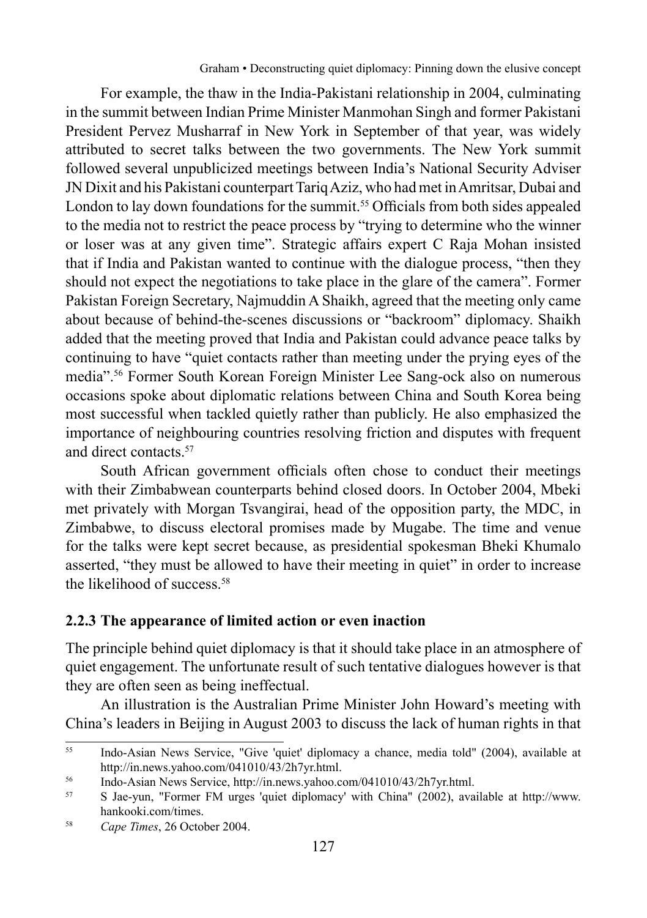For example, the thaw in the India-Pakistani relationship in 2004, culminating in the summit between Indian Prime Minister Manmohan Singh and former Pakistani President Pervez Musharraf in New York in September of that year, was widely attributed to secret talks between the two governments. The New York summit followed several unpublicized meetings between India's National Security Adviser JN Dixit and his Pakistani counterpart Tariq Aziz, who had met in Amritsar, Dubai and London to lay down foundations for the summit.[55] Officials from both sides appealed to the media not to restrict the peace process by "trying to determine who the winner or loser was at any given time". Strategic affairs expert C Raja Mohan insisted that if India and Pakistan wanted to continue with the dialogue process, "then they should not expect the negotiations to take place in the glare of the camera". Former Pakistan Foreign Secretary, Najmuddin A Shaikh, agreed that the meeting only came about because of behind-the-scenes discussions or "backroom" diplomacy. Shaikh added that the meeting proved that India and Pakistan could advance peace talks by continuing to have "quiet contacts rather than meeting under the prying eyes of the media".[56] Former South Korean Foreign Minister Lee Sang-ock also on numerous occasions spoke about diplomatic relations between China and South Korea being most successful when tackled quietly rather than publicly. He also emphasized the importance of neighbouring countries resolving friction and disputes with frequent and direct contacts.[57]

South African government officials often chose to conduct their meetings with their Zimbabwean counterparts behind closed doors. In October 2004, Mbeki met privately with Morgan Tsvangirai, head of the opposition party, the MDC, in Zimbabwe, to discuss electoral promises made by Mugabe. The time and venue for the talks were kept secret because, as presidential spokesman Bheki Khumalo asserted, "they must be allowed to have their meeting in quiet" in order to increase the likelihood of success.[58]

### 2.2.3 The appearance of limited action or even inaction

The principle behind quiet diplomacy is that it should take place in an atmosphere of quiet engagement. The unfortunate result of such tentative dialogues however is that they are often seen as being ineffectual.

An illustration is the Australian Prime Minister John Howard's meeting with China's leaders in Beijing in August 2003 to discuss the lack of human rights in that

---

[55] Indo-Asian News Service, "Give 'quiet' diplomacy a chance, media told" (2004), available at http://in.news.yahoo.com/041010/43/2h7yr.html.

[56] Indo-Asian News Service, http://in.news.yahoo.com/041010/43/2h7yr.html.

[57] S Jae-yun, "Former FM urges 'quiet diplomacy' with China" (2002), available at http://www.hankooki.com/times.

[58] *Cape Times*, 26 October 2004.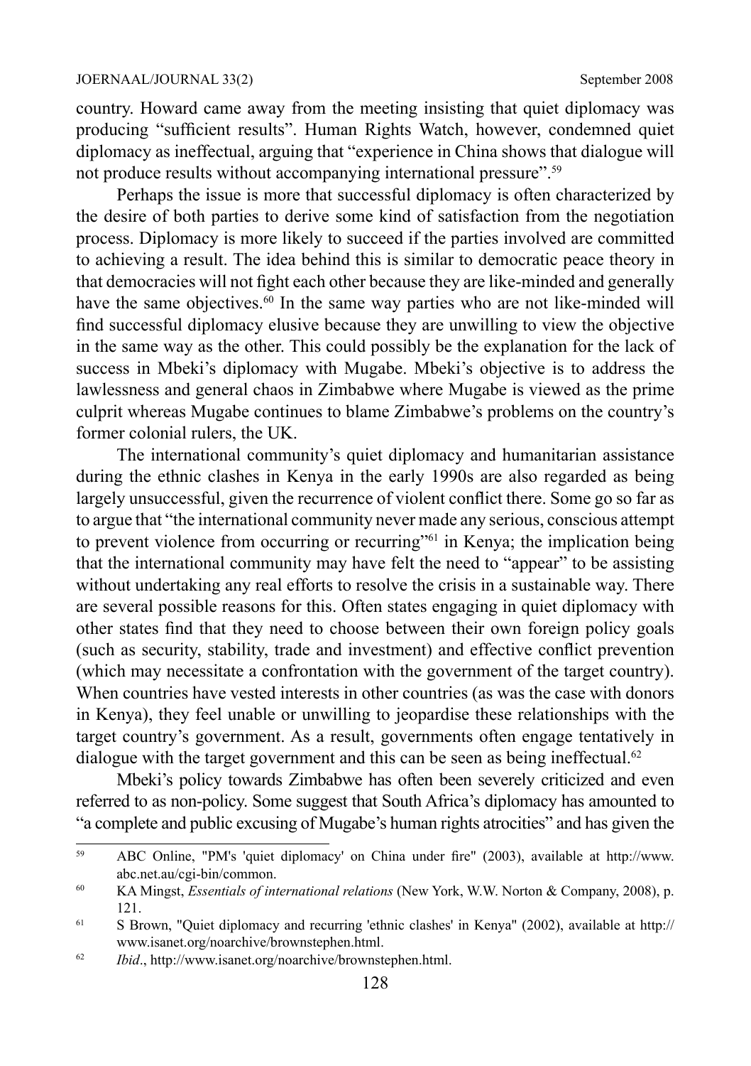country. Howard came away from the meeting insisting that quiet diplomacy was producing "sufficient results". Human Rights Watch, however, condemned quiet diplomacy as ineffectual, arguing that "experience in China shows that dialogue will not produce results without accompanying international pressure".[59]

Perhaps the issue is more that successful diplomacy is often characterized by the desire of both parties to derive some kind of satisfaction from the negotiation process. Diplomacy is more likely to succeed if the parties involved are committed to achieving a result. The idea behind this is similar to democratic peace theory in that democracies will not fight each other because they are like-minded and generally have the same objectives.[60] In the same way parties who are not like-minded will find successful diplomacy elusive because they are unwilling to view the objective in the same way as the other. This could possibly be the explanation for the lack of success in Mbeki's diplomacy with Mugabe. Mbeki's objective is to address the lawlessness and general chaos in Zimbabwe where Mugabe is viewed as the prime culprit whereas Mugabe continues to blame Zimbabwe's problems on the country's former colonial rulers, the UK.

The international community's quiet diplomacy and humanitarian assistance during the ethnic clashes in Kenya in the early 1990s are also regarded as being largely unsuccessful, given the recurrence of violent conflict there. Some go so far as to argue that "the international community never made any serious, conscious attempt to prevent violence from occurring or recurring"[61] in Kenya; the implication being that the international community may have felt the need to "appear" to be assisting without undertaking any real efforts to resolve the crisis in a sustainable way. There are several possible reasons for this. Often states engaging in quiet diplomacy with other states find that they need to choose between their own foreign policy goals (such as security, stability, trade and investment) and effective conflict prevention (which may necessitate a confrontation with the government of the target country). When countries have vested interests in other countries (as was the case with donors in Kenya), they feel unable or unwilling to jeopardise these relationships with the target country's government. As a result, governments often engage tentatively in dialogue with the target government and this can be seen as being ineffectual.[62]

Mbeki's policy towards Zimbabwe has often been severely criticized and even referred to as non-policy. Some suggest that South Africa's diplomacy has amounted to "a complete and public excusing of Mugabe's human rights atrocities" and has given the

---

[59] ABC Online, "PM's 'quiet diplomacy' on China under fire" (2003), available at http://www.abc.net.au/cgi-bin/common.

[60] KA Mingst, *Essentials of international relations* (New York, W.W. Norton & Company, 2008), p. 121.

[61] S Brown, "Quiet diplomacy and recurring 'ethnic clashes' in Kenya" (2002), available at http://www.isanet.org/noarchive/brownstephen.html.

[62] *Ibid*., http://www.isanet.org/noarchive/brownstephen.html.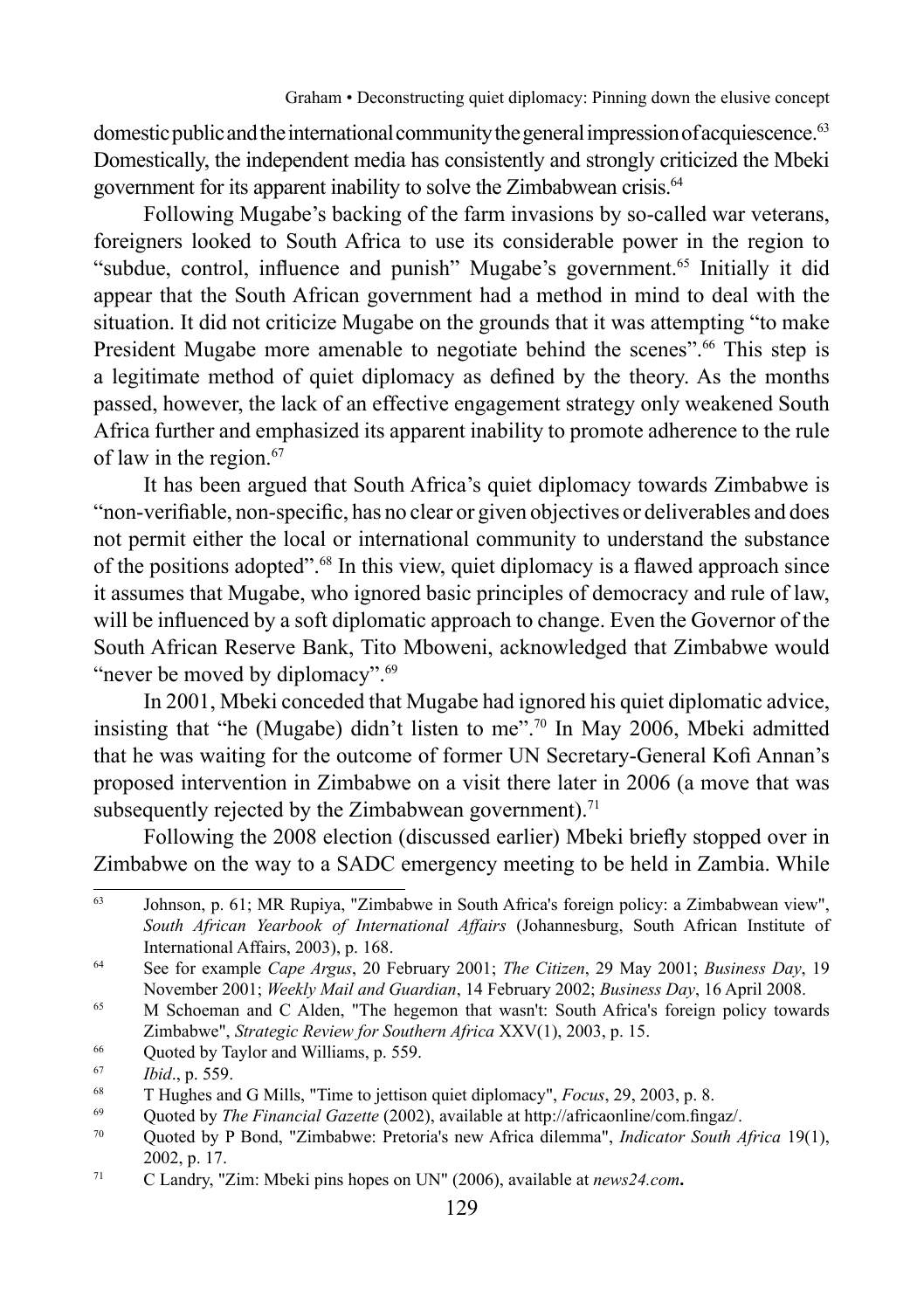domestic public and the international community the general impression of acquiescence.[63] Domestically, the independent media has consistently and strongly criticized the Mbeki government for its apparent inability to solve the Zimbabwean crisis.[64]

Following Mugabe's backing of the farm invasions by so-called war veterans, foreigners looked to South Africa to use its considerable power in the region to "subdue, control, influence and punish" Mugabe's government.[65] Initially it did appear that the South African government had a method in mind to deal with the situation. It did not criticize Mugabe on the grounds that it was attempting "to make President Mugabe more amenable to negotiate behind the scenes".[66] This step is a legitimate method of quiet diplomacy as defined by the theory. As the months passed, however, the lack of an effective engagement strategy only weakened South Africa further and emphasized its apparent inability to promote adherence to the rule of law in the region.[67]

It has been argued that South Africa's quiet diplomacy towards Zimbabwe is "non-verifiable, non-specific, has no clear or given objectives or deliverables and does not permit either the local or international community to understand the substance of the positions adopted".[68] In this view, quiet diplomacy is a flawed approach since it assumes that Mugabe, who ignored basic principles of democracy and rule of law, will be influenced by a soft diplomatic approach to change. Even the Governor of the South African Reserve Bank, Tito Mboweni, acknowledged that Zimbabwe would "never be moved by diplomacy".[69]

In 2001, Mbeki conceded that Mugabe had ignored his quiet diplomatic advice, insisting that "he (Mugabe) didn't listen to me".[70] In May 2006, Mbeki admitted that he was waiting for the outcome of former UN Secretary-General Kofi Annan's proposed intervention in Zimbabwe on a visit there later in 2006 (a move that was subsequently rejected by the Zimbabwean government).[71]

Following the 2008 election (discussed earlier) Mbeki briefly stopped over in Zimbabwe on the way to a SADC emergency meeting to be held in Zambia. While

---

63 Johnson, p. 61; MR Rupiya, "Zimbabwe in South Africa's foreign policy: a Zimbabwean view", *South African Yearbook of International Affairs* (Johannesburg, South African Institute of International Affairs, 2003), p. 168.

64 See for example *Cape Argus*, 20 February 2001; *The Citizen*, 29 May 2001; *Business Day*, 19 November 2001; *Weekly Mail and Guardian*, 14 February 2002; *Business Day*, 16 April 2008.

65 M Schoeman and C Alden, "The hegemon that wasn't: South Africa's foreign policy towards Zimbabwe", *Strategic Review for Southern Africa* XXV(1), 2003, p. 15.

66 Quoted by Taylor and Williams, p. 559.

67 *Ibid*., p. 559.

68 T Hughes and G Mills, "Time to jettison quiet diplomacy", *Focus*, 29, 2003, p. 8.

69 Quoted by *The Financial Gazette* (2002), available at http://africaonline/com.fingaz/.

70 Quoted by P Bond, "Zimbabwe: Pretoria's new Africa dilemma", *Indicator South Africa* 19(1), 2002, p. 17.

71 C Landry, "Zim: Mbeki pins hopes on UN" (2006), available at *news24.com*.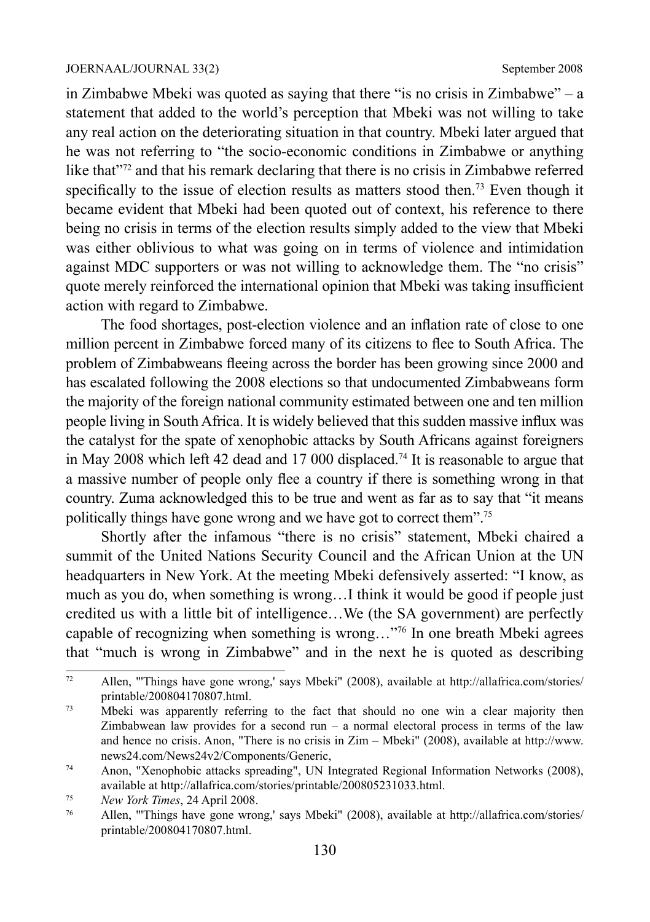in Zimbabwe Mbeki was quoted as saying that there "is no crisis in Zimbabwe" – a statement that added to the world's perception that Mbeki was not willing to take any real action on the deteriorating situation in that country. Mbeki later argued that he was not referring to "the socio-economic conditions in Zimbabwe or anything like that"[72] and that his remark declaring that there is no crisis in Zimbabwe referred specifically to the issue of election results as matters stood then.[73] Even though it became evident that Mbeki had been quoted out of context, his reference to there being no crisis in terms of the election results simply added to the view that Mbeki was either oblivious to what was going on in terms of violence and intimidation against MDC supporters or was not willing to acknowledge them. The "no crisis" quote merely reinforced the international opinion that Mbeki was taking insufficient action with regard to Zimbabwe.

The food shortages, post-election violence and an inflation rate of close to one million percent in Zimbabwe forced many of its citizens to flee to South Africa. The problem of Zimbabweans fleeing across the border has been growing since 2000 and has escalated following the 2008 elections so that undocumented Zimbabweans form the majority of the foreign national community estimated between one and ten million people living in South Africa. It is widely believed that this sudden massive influx was the catalyst for the spate of xenophobic attacks by South Africans against foreigners in May 2008 which left 42 dead and 17 000 displaced.[74] It is reasonable to argue that a massive number of people only flee a country if there is something wrong in that country. Zuma acknowledged this to be true and went as far as to say that "it means politically things have gone wrong and we have got to correct them".[75]

Shortly after the infamous "there is no crisis" statement, Mbeki chaired a summit of the United Nations Security Council and the African Union at the UN headquarters in New York. At the meeting Mbeki defensively asserted: "I know, as much as you do, when something is wrong…I think it would be good if people just credited us with a little bit of intelligence…We (the SA government) are perfectly capable of recognizing when something is wrong…"[76] In one breath Mbeki agrees that "much is wrong in Zimbabwe" and in the next he is quoted as describing

---

[72] Allen, "'Things have gone wrong,' says Mbeki" (2008), available at http://allafrica.com/stories/printable/200804170807.html.

[73] Mbeki was apparently referring to the fact that should no one win a clear majority then Zimbabwean law provides for a second run – a normal electoral process in terms of the law and hence no crisis. Anon, "There is no crisis in Zim – Mbeki" (2008), available at http://www.news24.com/News24v2/Components/Generic,

[74] Anon, "Xenophobic attacks spreading", UN Integrated Regional Information Networks (2008), available at http://allafrica.com/stories/printable/200805231033.html.

[75] *New York Times*, 24 April 2008.

[76] Allen, "'Things have gone wrong,' says Mbeki" (2008), available at http://allafrica.com/stories/printable/200804170807.html.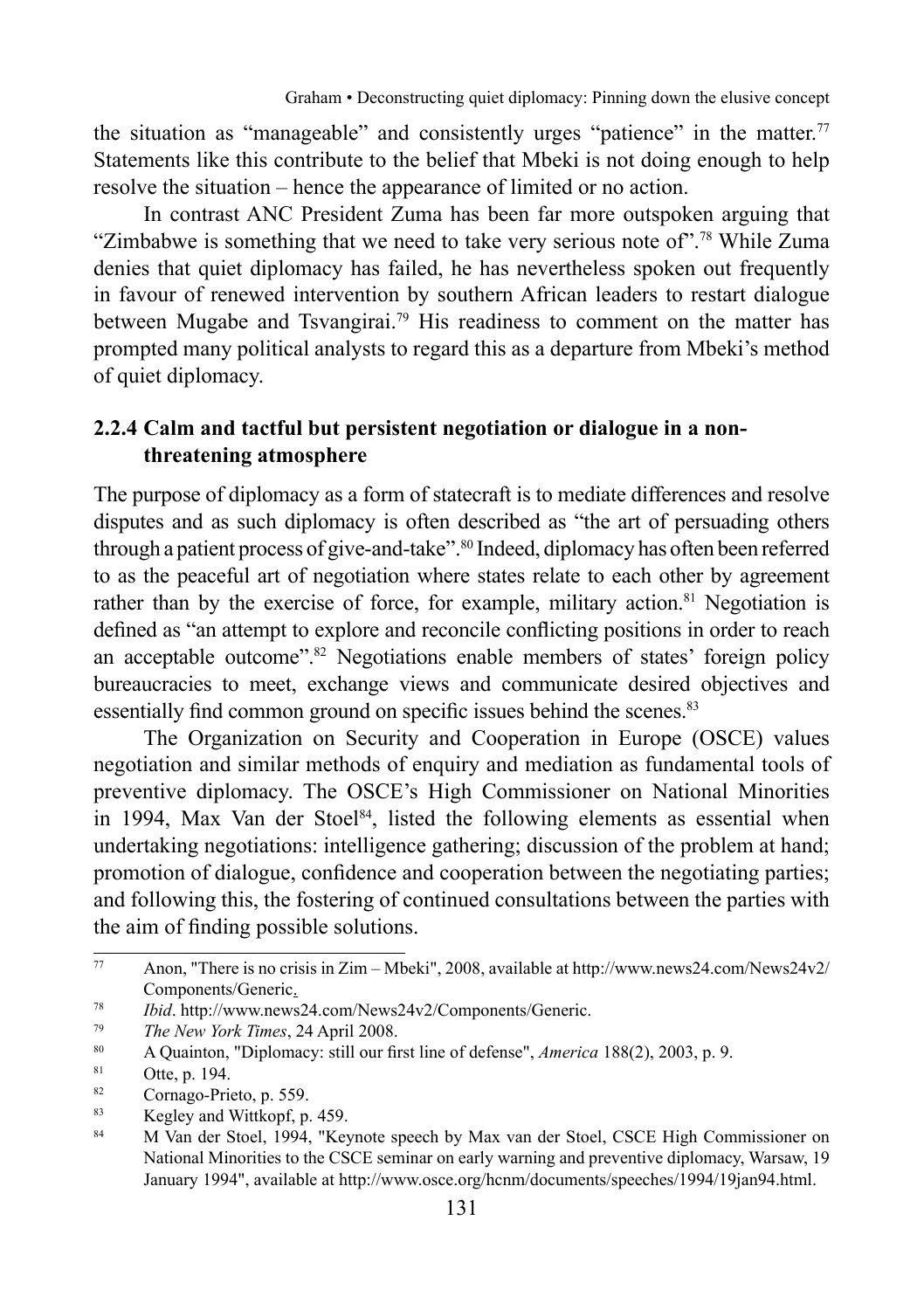the situation as "manageable" and consistently urges "patience" in the matter.[77] Statements like this contribute to the belief that Mbeki is not doing enough to help resolve the situation – hence the appearance of limited or no action.

In contrast ANC President Zuma has been far more outspoken arguing that "Zimbabwe is something that we need to take very serious note of".[78] While Zuma denies that quiet diplomacy has failed, he has nevertheless spoken out frequently in favour of renewed intervention by southern African leaders to restart dialogue between Mugabe and Tsvangirai.[79] His readiness to comment on the matter has prompted many political analysts to regard this as a departure from Mbeki's method of quiet diplomacy.

### 2.2.4 Calm and tactful but persistent negotiation or dialogue in a non-threatening atmosphere

The purpose of diplomacy as a form of statecraft is to mediate differences and resolve disputes and as such diplomacy is often described as "the art of persuading others through a patient process of give-and-take".[80] Indeed, diplomacy has often been referred to as the peaceful art of negotiation where states relate to each other by agreement rather than by the exercise of force, for example, military action.[81] Negotiation is defined as "an attempt to explore and reconcile conflicting positions in order to reach an acceptable outcome".[82] Negotiations enable members of states' foreign policy bureaucracies to meet, exchange views and communicate desired objectives and essentially find common ground on specific issues behind the scenes.[83]

The Organization on Security and Cooperation in Europe (OSCE) values negotiation and similar methods of enquiry and mediation as fundamental tools of preventive diplomacy. The OSCE's High Commissioner on National Minorities in 1994, Max Van der Stoel[84], listed the following elements as essential when undertaking negotiations: intelligence gathering; discussion of the problem at hand; promotion of dialogue, confidence and cooperation between the negotiating parties; and following this, the fostering of continued consultations between the parties with the aim of finding possible solutions.

---

[77] Anon, "There is no crisis in Zim – Mbeki", 2008, available at http://www.news24.com/News24v2/Components/Generic.

[78] *Ibid*. http://www.news24.com/News24v2/Components/Generic.

[79] *The New York Times*, 24 April 2008.

[80] A Quainton, "Diplomacy: still our first line of defense", *America* 188(2), 2003, p. 9.

[81] Otte, p. 194.

[82] Cornago-Prieto, p. 559.

[83] Kegley and Wittkopf, p. 459.

[84] M Van der Stoel, 1994, "Keynote speech by Max van der Stoel, CSCE High Commissioner on National Minorities to the CSCE seminar on early warning and preventive diplomacy, Warsaw, 19 January 1994", available at http://www.osce.org/hcnm/documents/speeches/1994/19jan94.html.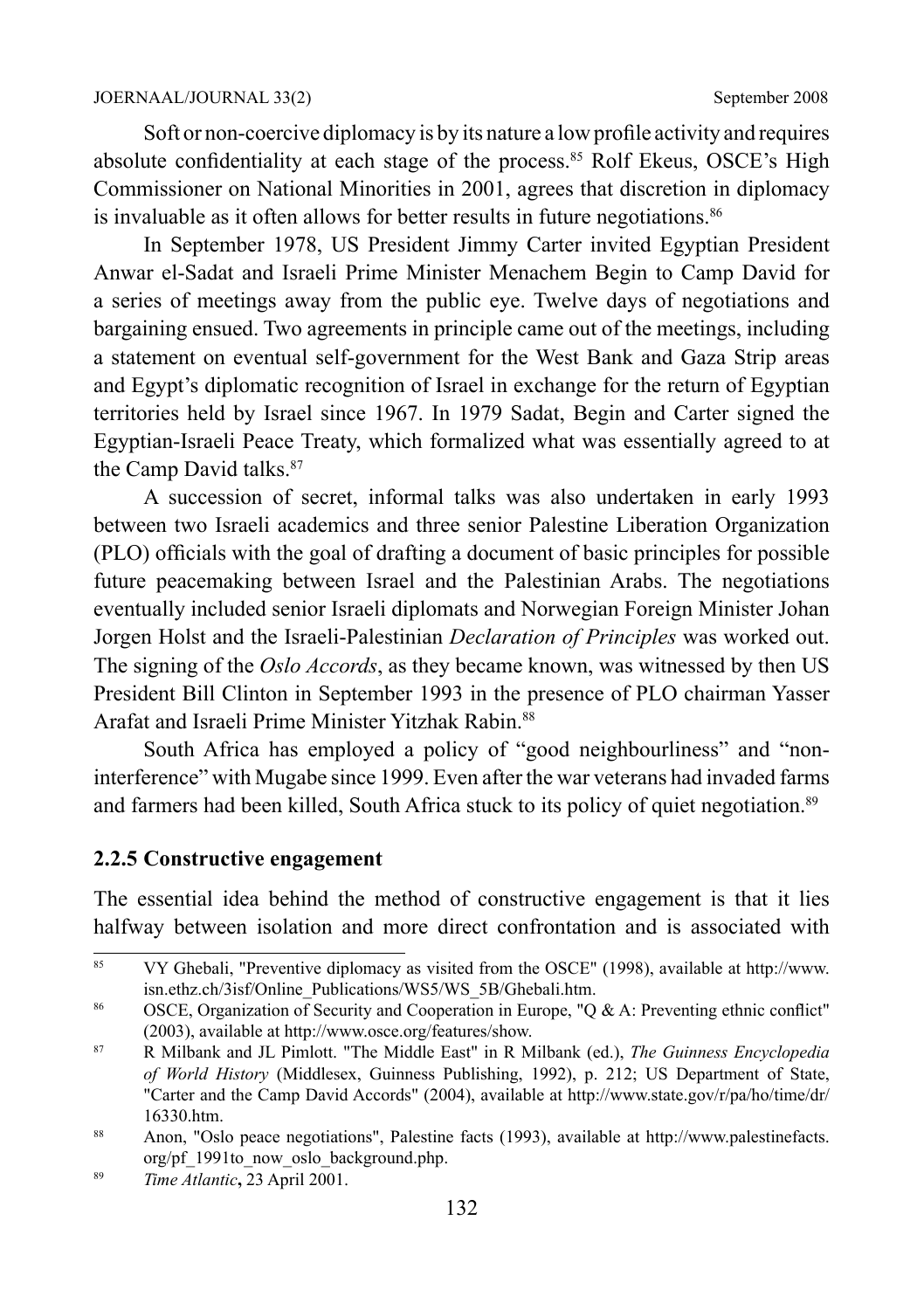Soft or non-coercive diplomacy is by its nature a low profile activity and requires absolute confidentiality at each stage of the process.[85] Rolf Ekeus, OSCE's High Commissioner on National Minorities in 2001, agrees that discretion in diplomacy is invaluable as it often allows for better results in future negotiations.[86]

In September 1978, US President Jimmy Carter invited Egyptian President Anwar el-Sadat and Israeli Prime Minister Menachem Begin to Camp David for a series of meetings away from the public eye. Twelve days of negotiations and bargaining ensued. Two agreements in principle came out of the meetings, including a statement on eventual self-government for the West Bank and Gaza Strip areas and Egypt's diplomatic recognition of Israel in exchange for the return of Egyptian territories held by Israel since 1967. In 1979 Sadat, Begin and Carter signed the Egyptian-Israeli Peace Treaty, which formalized what was essentially agreed to at the Camp David talks.[87]

A succession of secret, informal talks was also undertaken in early 1993 between two Israeli academics and three senior Palestine Liberation Organization (PLO) officials with the goal of drafting a document of basic principles for possible future peacemaking between Israel and the Palestinian Arabs. The negotiations eventually included senior Israeli diplomats and Norwegian Foreign Minister Johan Jorgen Holst and the Israeli-Palestinian *Declaration of Principles* was worked out. The signing of the *Oslo Accords*, as they became known, was witnessed by then US President Bill Clinton in September 1993 in the presence of PLO chairman Yasser Arafat and Israeli Prime Minister Yitzhak Rabin.[88]

South Africa has employed a policy of "good neighbourliness" and "non-interference" with Mugabe since 1999. Even after the war veterans had invaded farms and farmers had been killed, South Africa stuck to its policy of quiet negotiation.[89]

### 2.2.5 Constructive engagement

The essential idea behind the method of constructive engagement is that it lies halfway between isolation and more direct confrontation and is associated with

---

[85] VY Ghebali, "Preventive diplomacy as visited from the OSCE" (1998), available at http://www.isn.ethz.ch/3isf/Online_Publications/WS5/WS_5B/Ghebali.htm.

[86] OSCE, Organization of Security and Cooperation in Europe, "Q & A: Preventing ethnic conflict" (2003), available at http://www.osce.org/features/show.

[87] R Milbank and JL Pimlott. "The Middle East" in R Milbank (ed.), *The Guinness Encyclopedia of World History* (Middlesex, Guinness Publishing, 1992), p. 212; US Department of State, "Carter and the Camp David Accords" (2004), available at http://www.state.gov/r/pa/ho/time/dr/16330.htm.

[88] Anon, "Oslo peace negotiations", Palestine facts (1993), available at http://www.palestinefacts.org/pf_1991to_now_oslo_background.php.

[89] *Time Atlantic*, 23 April 2001.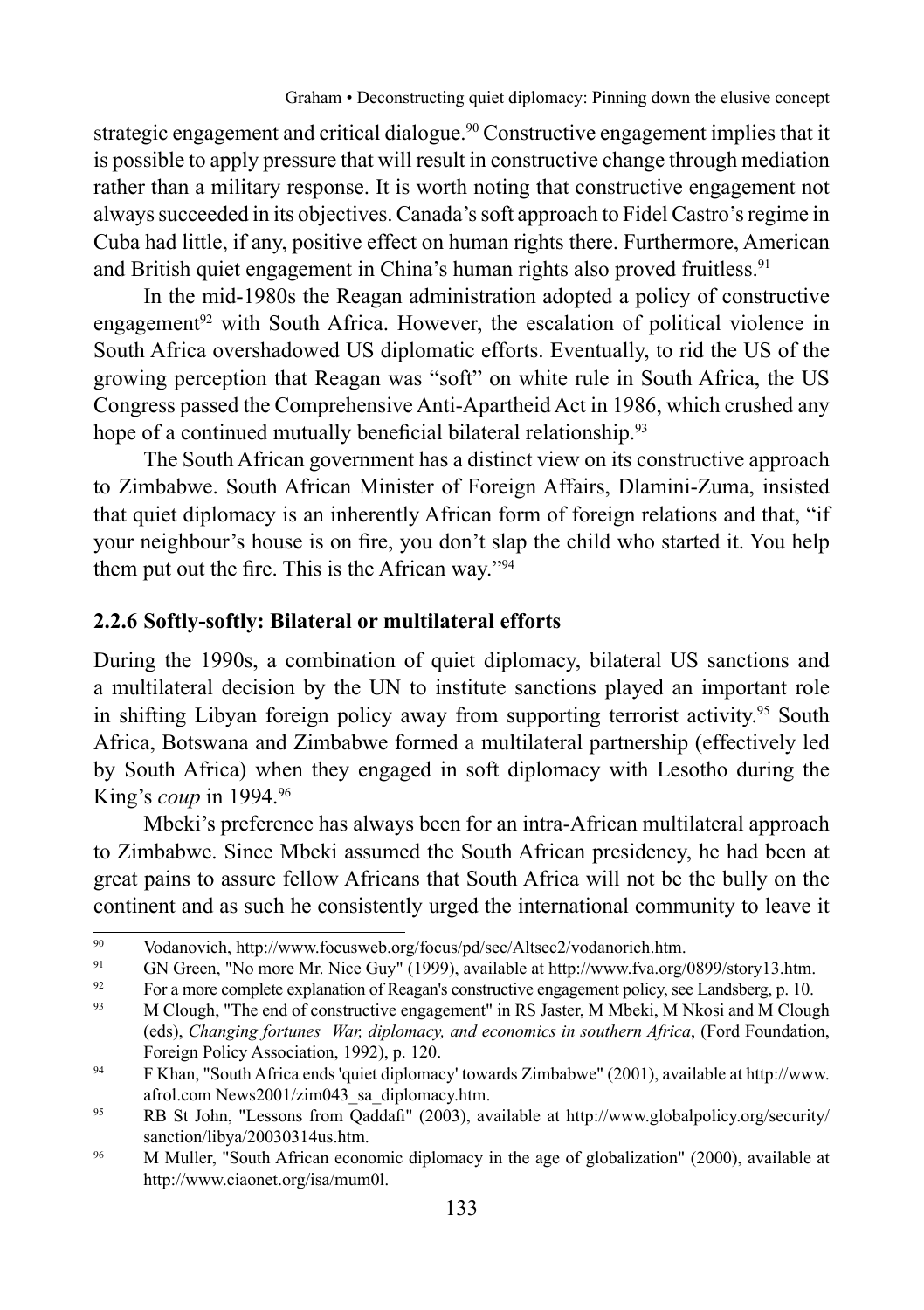strategic engagement and critical dialogue.[90] Constructive engagement implies that it is possible to apply pressure that will result in constructive change through mediation rather than a military response. It is worth noting that constructive engagement not always succeeded in its objectives. Canada's soft approach to Fidel Castro's regime in Cuba had little, if any, positive effect on human rights there. Furthermore, American and British quiet engagement in China's human rights also proved fruitless.[91]

In the mid-1980s the Reagan administration adopted a policy of constructive engagement[92] with South Africa. However, the escalation of political violence in South Africa overshadowed US diplomatic efforts. Eventually, to rid the US of the growing perception that Reagan was "soft" on white rule in South Africa, the US Congress passed the Comprehensive Anti-Apartheid Act in 1986, which crushed any hope of a continued mutually beneficial bilateral relationship.[93]

The South African government has a distinct view on its constructive approach to Zimbabwe. South African Minister of Foreign Affairs, Dlamini-Zuma, insisted that quiet diplomacy is an inherently African form of foreign relations and that, "if your neighbour's house is on fire, you don't slap the child who started it. You help them put out the fire. This is the African way."[94]

### 2.2.6 Softly-softly: Bilateral or multilateral efforts

During the 1990s, a combination of quiet diplomacy, bilateral US sanctions and a multilateral decision by the UN to institute sanctions played an important role in shifting Libyan foreign policy away from supporting terrorist activity.[95] South Africa, Botswana and Zimbabwe formed a multilateral partnership (effectively led by South Africa) when they engaged in soft diplomacy with Lesotho during the King's *coup* in 1994.[96]

Mbeki's preference has always been for an intra-African multilateral approach to Zimbabwe. Since Mbeki assumed the South African presidency, he had been at great pains to assure fellow Africans that South Africa will not be the bully on the continent and as such he consistently urged the international community to leave it

---

[90] Vodanovich, http://www.focusweb.org/focus/pd/sec/Altsec2/vodanorich.htm.

[91] GN Green, "No more Mr. Nice Guy" (1999), available at http://www.fva.org/0899/story13.htm.

[92] For a more complete explanation of Reagan's constructive engagement policy, see Landsberg, p. 10.

[93] M Clough, "The end of constructive engagement" in RS Jaster, M Mbeki, M Nkosi and M Clough (eds), *Changing fortunes War, diplomacy, and economics in southern Africa*, (Ford Foundation, Foreign Policy Association, 1992), p. 120.

[94] F Khan, "South Africa ends 'quiet diplomacy' towards Zimbabwe" (2001), available at http://www.afrol.com News2001/zim043_sa_diplomacy.htm.

[95] RB St John, "Lessons from Qaddafi" (2003), available at http://www.globalpolicy.org/security/sanction/libya/20030314us.htm.

[96] M Muller, "South African economic diplomacy in the age of globalization" (2000), available at http://www.ciaonet.org/isa/mum0l.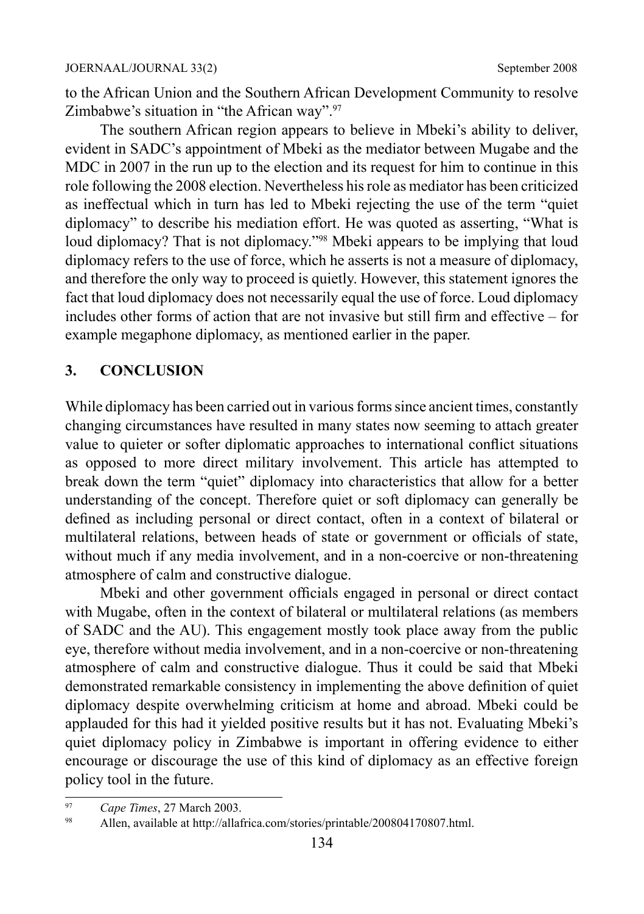to the African Union and the Southern African Development Community to resolve Zimbabwe's situation in "the African way".[97]

The southern African region appears to believe in Mbeki's ability to deliver, evident in SADC's appointment of Mbeki as the mediator between Mugabe and the MDC in 2007 in the run up to the election and its request for him to continue in this role following the 2008 election. Nevertheless his role as mediator has been criticized as ineffectual which in turn has led to Mbeki rejecting the use of the term "quiet diplomacy" to describe his mediation effort. He was quoted as asserting, "What is loud diplomacy? That is not diplomacy."[98] Mbeki appears to be implying that loud diplomacy refers to the use of force, which he asserts is not a measure of diplomacy, and therefore the only way to proceed is quietly. However, this statement ignores the fact that loud diplomacy does not necessarily equal the use of force. Loud diplomacy includes other forms of action that are not invasive but still firm and effective – for example megaphone diplomacy, as mentioned earlier in the paper.

## 3. CONCLUSION

While diplomacy has been carried out in various forms since ancient times, constantly changing circumstances have resulted in many states now seeming to attach greater value to quieter or softer diplomatic approaches to international conflict situations as opposed to more direct military involvement. This article has attempted to break down the term "quiet" diplomacy into characteristics that allow for a better understanding of the concept. Therefore quiet or soft diplomacy can generally be defined as including personal or direct contact, often in a context of bilateral or multilateral relations, between heads of state or government or officials of state, without much if any media involvement, and in a non-coercive or non-threatening atmosphere of calm and constructive dialogue.

Mbeki and other government officials engaged in personal or direct contact with Mugabe, often in the context of bilateral or multilateral relations (as members of SADC and the AU). This engagement mostly took place away from the public eye, therefore without media involvement, and in a non-coercive or non-threatening atmosphere of calm and constructive dialogue. Thus it could be said that Mbeki demonstrated remarkable consistency in implementing the above definition of quiet diplomacy despite overwhelming criticism at home and abroad. Mbeki could be applauded for this had it yielded positive results but it has not. Evaluating Mbeki's quiet diplomacy policy in Zimbabwe is important in offering evidence to either encourage or discourage the use of this kind of diplomacy as an effective foreign policy tool in the future.

---

[97] *Cape Times*, 27 March 2003.

[98] Allen, available at http://allafrica.com/stories/printable/200804170807.html.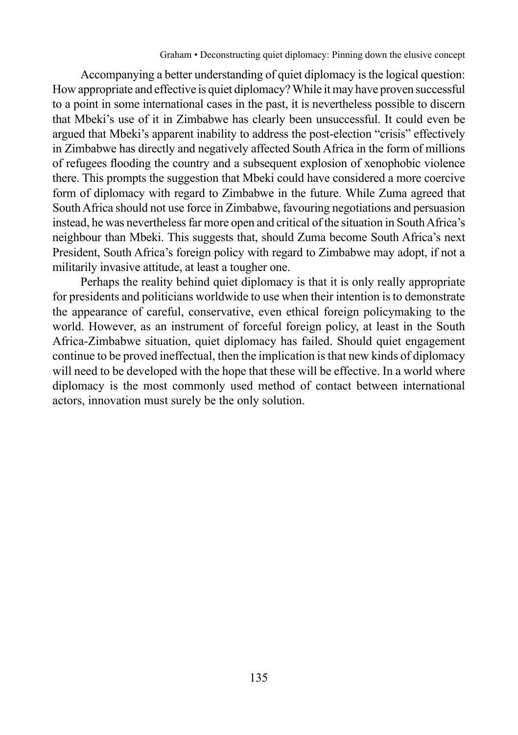Accompanying a better understanding of quiet diplomacy is the logical question: How appropriate and effective is quiet diplomacy? While it may have proven successful to a point in some international cases in the past, it is nevertheless possible to discern that Mbeki's use of it in Zimbabwe has clearly been unsuccessful. It could even be argued that Mbeki's apparent inability to address the post-election "crisis" effectively in Zimbabwe has directly and negatively affected South Africa in the form of millions of refugees flooding the country and a subsequent explosion of xenophobic violence there. This prompts the suggestion that Mbeki could have considered a more coercive form of diplomacy with regard to Zimbabwe in the future. While Zuma agreed that South Africa should not use force in Zimbabwe, favouring negotiations and persuasion instead, he was nevertheless far more open and critical of the situation in South Africa's neighbour than Mbeki. This suggests that, should Zuma become South Africa's next President, South Africa's foreign policy with regard to Zimbabwe may adopt, if not a militarily invasive attitude, at least a tougher one.

Perhaps the reality behind quiet diplomacy is that it is only really appropriate for presidents and politicians worldwide to use when their intention is to demonstrate the appearance of careful, conservative, even ethical foreign policymaking to the world. However, as an instrument of forceful foreign policy, at least in the South Africa-Zimbabwe situation, quiet diplomacy has failed. Should quiet engagement continue to be proved ineffectual, then the implication is that new kinds of diplomacy will need to be developed with the hope that these will be effective. In a world where diplomacy is the most commonly used method of contact between international actors, innovation must surely be the only solution.